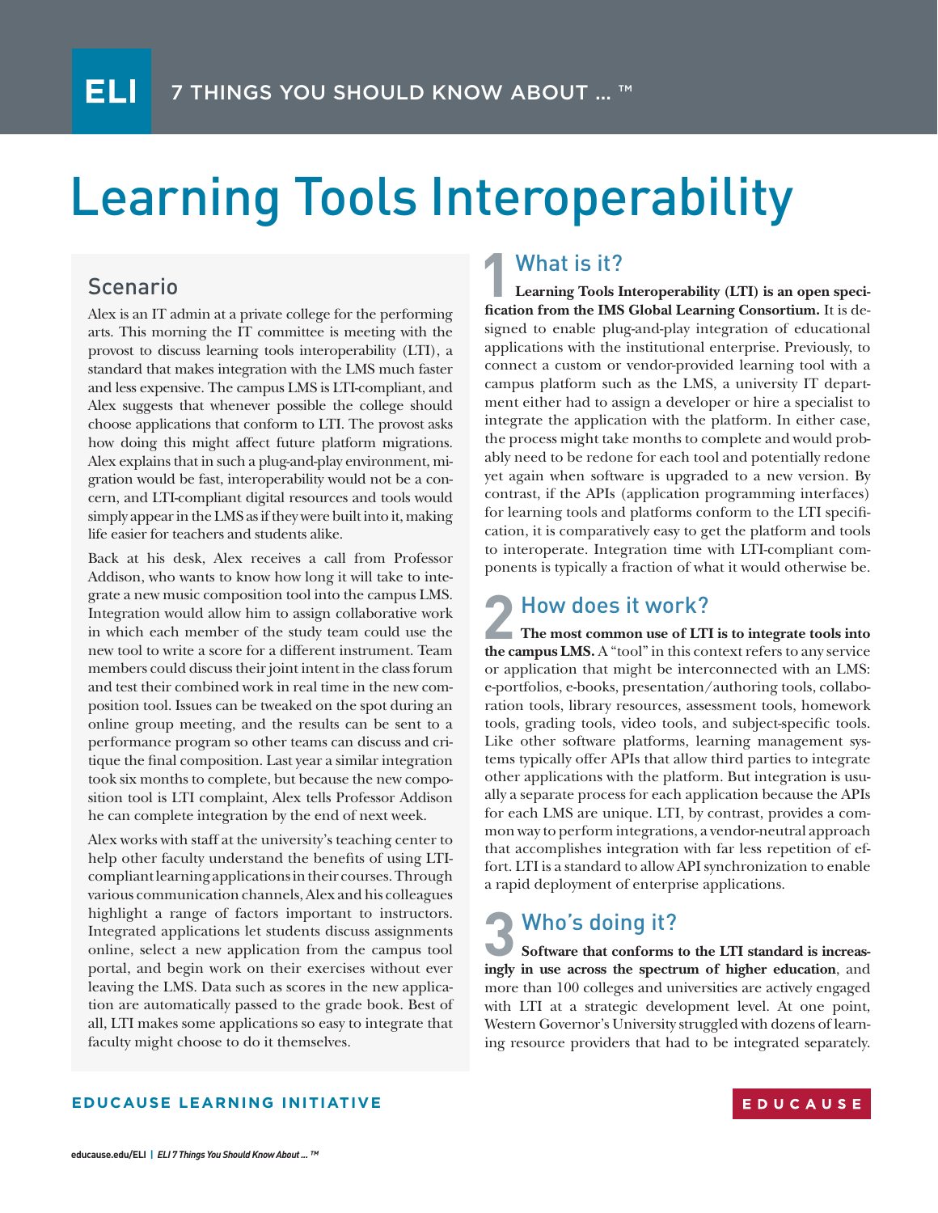ELI 7 THINGS YOU SHOULD KNOW ABOUT … ™

# Learning Tools Interoperability

## Scenario

Alex is an IT admin at a private college for the performing arts. This morning the IT committee is meeting with the provost to discuss learning tools interoperability (LTI), a standard that makes integration with the LMS much faster and less expensive. The campus LMS is LTI-compliant, and Alex suggests that whenever possible the college should choose applications that conform to LTI. The provost asks how doing this might affect future platform migrations. Alex explains that in such a plug-and-play environment, migration would be fast, interoperability would not be a concern, and LTI-compliant digital resources and tools would simply appear in the LMS as if they were built into it, making life easier for teachers and students alike.

Back at his desk, Alex receives a call from Professor Addison, who wants to know how long it will take to integrate a new music composition tool into the campus LMS. Integration would allow him to assign collaborative work in which each member of the study team could use the new tool to write a score for a different instrument. Team members could discuss their joint intent in the class forum and test their combined work in real time in the new composition tool. Issues can be tweaked on the spot during an online group meeting, and the results can be sent to a performance program so other teams can discuss and critique the final composition. Last year a similar integration took six months to complete, but because the new composition tool is LTI complaint, Alex tells Professor Addison he can complete integration by the end of next week.

Alex works with staff at the university's teaching center to help other faculty understand the benefits of using LTI-compliant learning applications in their courses. Through various communication channels, Alex and his colleagues highlight a range of factors important to instructors. Integrated applications let students discuss assignments online, select a new application from the campus tool portal, and begin work on their exercises without ever leaving the LMS. Data such as scores in the new application are automatically passed to the grade book. Best of all, LTI makes some applications so easy to integrate that faculty might choose to do it themselves.

## 1 What is it?

**Learning Tools Interoperability (LTI) is an open specification from the IMS Global Learning Consortium.** It is designed to enable plug-and-play integration of educational applications with the institutional enterprise. Previously, to connect a custom or vendor-provided learning tool with a campus platform such as the LMS, a university IT department either had to assign a developer or hire a specialist to integrate the application with the platform. In either case, the process might take months to complete and would probably need to be redone for each tool and potentially redone yet again when software is upgraded to a new version. By contrast, if the APIs (application programming interfaces) for learning tools and platforms conform to the LTI specification, it is comparatively easy to get the platform and tools to interoperate. Integration time with LTI-compliant components is typically a fraction of what it would otherwise be.

## 2 How does it work?

**The most common use of LTI is to integrate tools into the campus LMS.** A "tool" in this context refers to any service or application that might be interconnected with an LMS: e-portfolios, e-books, presentation/authoring tools, collaboration tools, library resources, assessment tools, homework tools, grading tools, video tools, and subject-specific tools. Like other software platforms, learning management systems typically offer APIs that allow third parties to integrate other applications with the platform. But integration is usually a separate process for each application because the APIs for each LMS are unique. LTI, by contrast, provides a common way to perform integrations, a vendor-neutral approach that accomplishes integration with far less repetition of effort. LTI is a standard to allow API synchronization to enable a rapid deployment of enterprise applications.

## 3 Who's doing it?

**Software that conforms to the LTI standard is increasingly in use across the spectrum of higher education**, and more than 100 colleges and universities are actively engaged with LTI at a strategic development level. At one point, Western Governor's University struggled with dozens of learning resource providers that had to be integrated separately.

EDUCAUSE LEARNING INITIATIVE

EDUCAUSE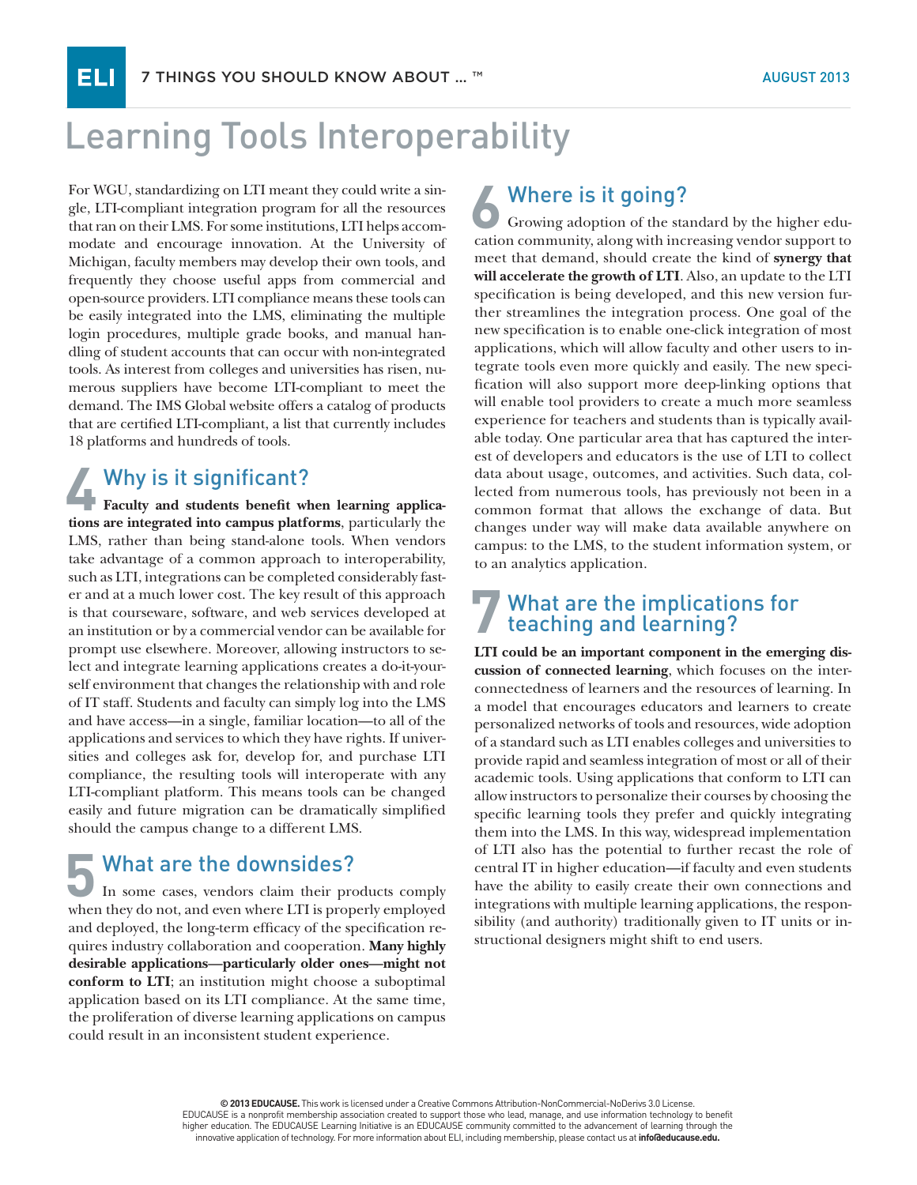For WGU, standardizing on LTI meant they could write a single, LTI-compliant integration program for all the resources that ran on their LMS. For some institutions, LTI helps accommodate and encourage innovation. At the University of Michigan, faculty members may develop their own tools, and frequently they choose useful apps from commercial and open-source providers. LTI compliance means these tools can be easily integrated into the LMS, eliminating the multiple login procedures, multiple grade books, and manual handling of student accounts that can occur with non-integrated tools. As interest from colleges and universities has risen, numerous suppliers have become LTI-compliant to meet the demand. The IMS Global website offers a catalog of products that are certified LTI-compliant, a list that currently includes 18 platforms and hundreds of tools.

## 4 Why is it significant?

**Faculty and students benefit when learning applications are integrated into campus platforms**, particularly the LMS, rather than being stand-alone tools. When vendors take advantage of a common approach to interoperability, such as LTI, integrations can be completed considerably faster and at a much lower cost. The key result of this approach is that courseware, software, and web services developed at an institution or by a commercial vendor can be available for prompt use elsewhere. Moreover, allowing instructors to select and integrate learning applications creates a do-it-yourself environment that changes the relationship with and role of IT staff. Students and faculty can simply log into the LMS and have access—in a single, familiar location—to all of the applications and services to which they have rights. If universities and colleges ask for, develop for, and purchase LTI compliance, the resulting tools will interoperate with any LTI-compliant platform. This means tools can be changed easily and future migration can be dramatically simplified should the campus change to a different LMS.

## 5 What are the downsides?

In some cases, vendors claim their products comply when they do not, and even where LTI is properly employed and deployed, the long-term efficacy of the specification requires industry collaboration and cooperation. **Many highly desirable applications—particularly older ones—might not conform to LTI**; an institution might choose a suboptimal application based on its LTI compliance. At the same time, the proliferation of diverse learning applications on campus could result in an inconsistent student experience.

## 6 Where is it going?

Growing adoption of the standard by the higher education community, along with increasing vendor support to meet that demand, should create the kind of **synergy that will accelerate the growth of LTI**. Also, an update to the LTI specification is being developed, and this new version further streamlines the integration process. One goal of the new specification is to enable one-click integration of most applications, which will allow faculty and other users to integrate tools even more quickly and easily. The new specification will also support more deep-linking options that will enable tool providers to create a much more seamless experience for teachers and students than is typically available today. One particular area that has captured the interest of developers and educators is the use of LTI to collect data about usage, outcomes, and activities. Such data, collected from numerous tools, has previously not been in a common format that allows the exchange of data. But changes under way will make data available anywhere on campus: to the LMS, to the student information system, or to an analytics application.

## 7 What are the implications for teaching and learning?

**LTI could be an important component in the emerging discussion of connected learning**, which focuses on the interconnectedness of learners and the resources of learning. In a model that encourages educators and learners to create personalized networks of tools and resources, wide adoption of a standard such as LTI enables colleges and universities to provide rapid and seamless integration of most or all of their academic tools. Using applications that conform to LTI can allow instructors to personalize their courses by choosing the specific learning tools they prefer and quickly integrating them into the LMS. In this way, widespread implementation of LTI also has the potential to further recast the role of central IT in higher education—if faculty and even students have the ability to easily create their own connections and integrations with multiple learning applications, the responsibility (and authority) traditionally given to IT units or instructional designers might shift to end users.

**© 2013 EDUCAUSE.** This work is licensed under a Creative Commons Attribution-NonCommercial-NoDerivs 3.0 License.
EDUCAUSE is a nonprofit membership association created to support those who lead, manage, and use information technology to benefit higher education. The EDUCAUSE Learning Initiative is an EDUCAUSE community committed to the advancement of learning through the innovative application of technology. For more information about ELI, including membership, please contact us at **info@educause.edu.**